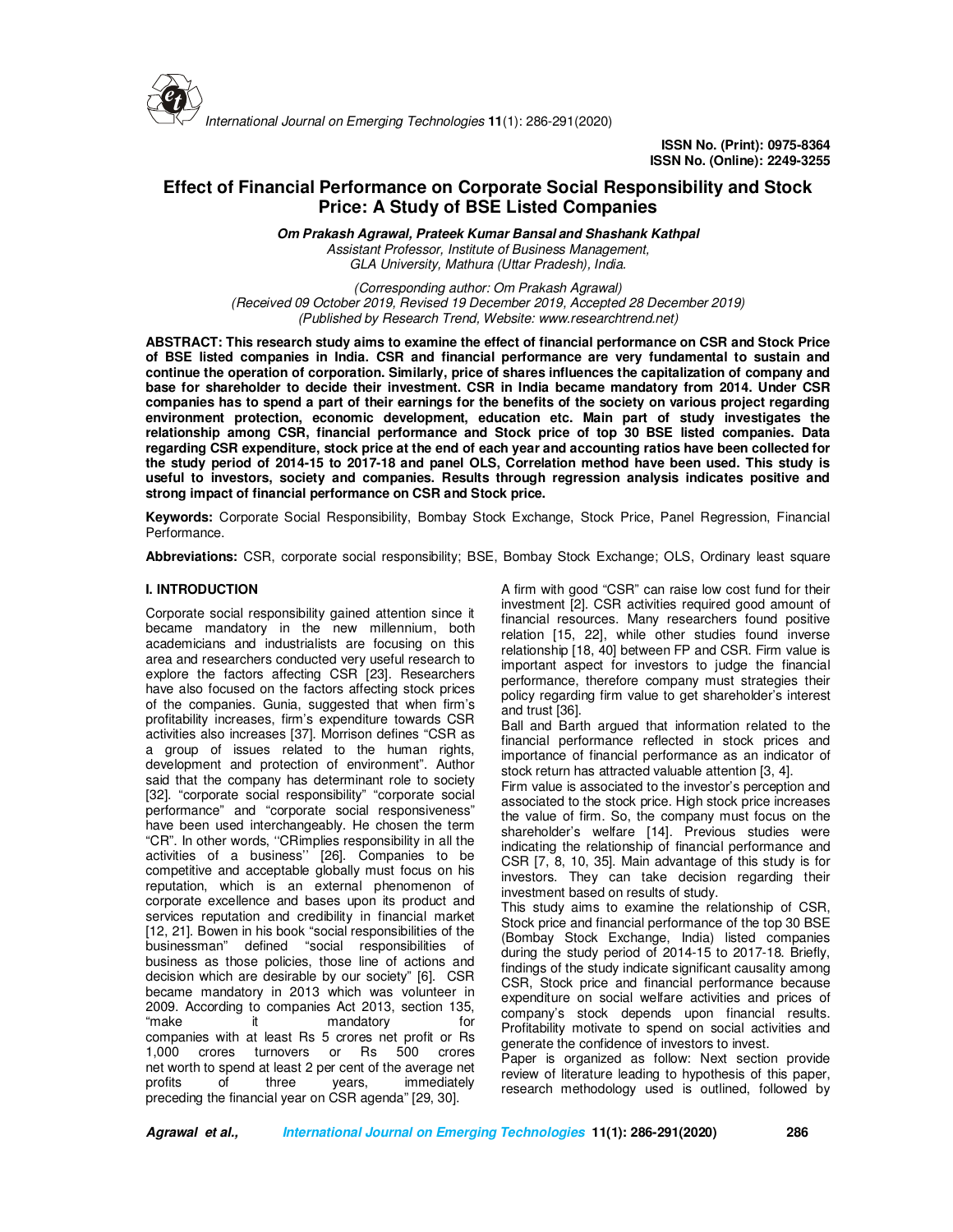ISSN No. (Print): 0975-8364
ISSN No. (Online): 2249-3255

# Effect of Financial Performance on Corporate Social Responsibility and Stock Price: A Study of BSE Listed Companies

***Om Prakash Agrawal, Prateek Kumar Bansal and Shashank Kathpal***
*Assistant Professor, Institute of Business Management, GLA University, Mathura (Uttar Pradesh), India.*

*(Corresponding author: Om Prakash Agrawal)*
*(Received 09 October 2019, Revised 19 December 2019, Accepted 28 December 2019)*
*(Published by Research Trend, Website: www.researchtrend.net)*

**ABSTRACT: This research study aims to examine the effect of financial performance on CSR and Stock Price of BSE listed companies in India. CSR and financial performance are very fundamental to sustain and continue the operation of corporation. Similarly, price of shares influences the capitalization of company and base for shareholder to decide their investment. CSR in India became mandatory from 2014. Under CSR companies has to spend a part of their earnings for the benefits of the society on various project regarding environment protection, economic development, education etc. Main part of study investigates the relationship among CSR, financial performance and Stock price of top 30 BSE listed companies. Data regarding CSR expenditure, stock price at the end of each year and accounting ratios have been collected for the study period of 2014-15 to 2017-18 and panel OLS, Correlation method have been used. This study is useful to investors, society and companies. Results through regression analysis indicates positive and strong impact of financial performance on CSR and Stock price.**

**Keywords:** Corporate Social Responsibility, Bombay Stock Exchange, Stock Price, Panel Regression, Financial Performance.

**Abbreviations:** CSR, corporate social responsibility; BSE, Bombay Stock Exchange; OLS, Ordinary least square

## I. INTRODUCTION

Corporate social responsibility gained attention since it became mandatory in the new millennium, both academicians and industrialists are focusing on this area and researchers conducted very useful research to explore the factors affecting CSR [23]. Researchers have also focused on the factors affecting stock prices of the companies. Gunia, suggested that when firm's profitability increases, firm's expenditure towards CSR activities also increases [37]. Morrison defines "CSR as a group of issues related to the human rights, development and protection of environment". Author said that the company has determinant role to society [32]. "corporate social responsibility" "corporate social performance" and "corporate social responsiveness" have been used interchangeably. He chosen the term "CR". In other words, ''CRimplies responsibility in all the activities of a business'' [26]. Companies to be competitive and acceptable globally must focus on his reputation, which is an external phenomenon of corporate excellence and bases upon its product and services reputation and credibility in financial market [12, 21]. Bowen in his book "social responsibilities of the businessman" defined "social responsibilities of business as those policies, those line of actions and decision which are desirable by our society" [6]. CSR became mandatory in 2013 which was volunteer in 2009. According to companies Act 2013, section 135, "make it mandatory for companies with at least Rs 5 crores net profit or Rs 1,000 crores turnovers or Rs 500 crores net worth to spend at least 2 per cent of the average net profits of three years, immediately preceding the financial year on CSR agenda" [29, 30].

A firm with good "CSR" can raise low cost fund for their investment [2]. CSR activities required good amount of financial resources. Many researchers found positive relation [15, 22], while other studies found inverse relationship [18, 40] between FP and CSR. Firm value is important aspect for investors to judge the financial performance, therefore company must strategies their policy regarding firm value to get shareholder's interest and trust [36].

Ball and Barth argued that information related to the financial performance reflected in stock prices and importance of financial performance as an indicator of stock return has attracted valuable attention [3, 4].

Firm value is associated to the investor's perception and associated to the stock price. High stock price increases the value of firm. So, the company must focus on the shareholder's welfare [14]. Previous studies were indicating the relationship of financial performance and CSR [7, 8, 10, 35]. Main advantage of this study is for investors. They can take decision regarding their investment based on results of study.

This study aims to examine the relationship of CSR, Stock price and financial performance of the top 30 BSE (Bombay Stock Exchange, India) listed companies during the study period of 2014-15 to 2017-18. Briefly, findings of the study indicate significant causality among CSR, Stock price and financial performance because expenditure on social welfare activities and prices of company's stock depends upon financial results. Profitability motivate to spend on social activities and generate the confidence of investors to invest.

Paper is organized as follow: Next section provide review of literature leading to hypothesis of this paper, research methodology used is outlined, followed by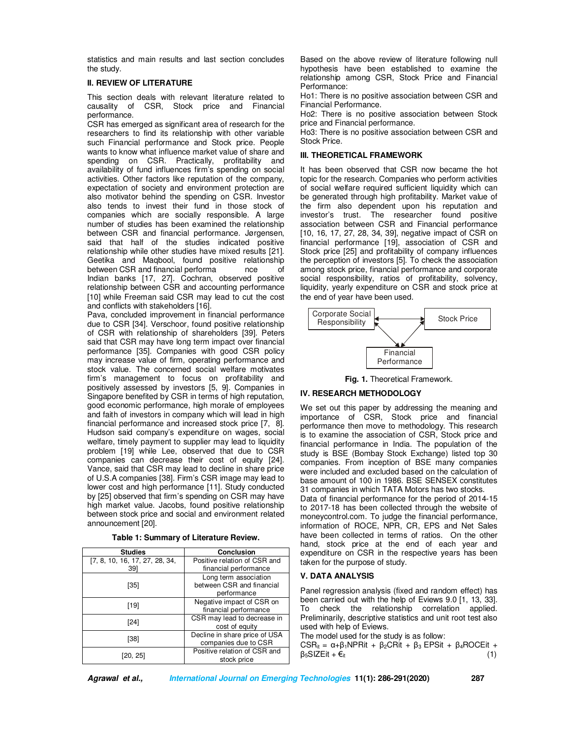statistics and main results and last section concludes the study.

## II. REVIEW OF LITERATURE

This section deals with relevant literature related to causality of CSR, Stock price and Financial performance.

CSR has emerged as significant area of research for the researchers to find its relationship with other variable such Financial performance and Stock price. People wants to know what influence market value of share and spending on CSR. Practically, profitability and availability of fund influences firm's spending on social activities. Other factors like reputation of the company, expectation of society and environment protection are also motivator behind the spending on CSR. Investor also tends to invest their fund in those stock of companies which are socially responsible. A large number of studies has been examined the relationship between CSR and financial performance. Jørgensen, said that half of the studies indicated positive relationship while other studies have mixed results [21]. Geetika and Maqbool, found positive relationship between CSR and financial performance of Indian banks [17, 27]. Cochran, observed positive relationship between CSR and accounting performance [10] while Freeman said CSR may lead to cut the cost and conflicts with stakeholders [16].

Pava, concluded improvement in financial performance due to CSR [34]. Verschoor, found positive relationship of CSR with relationship of shareholders [39]. Peters said that CSR may have long term impact over financial performance [35]. Companies with good CSR policy may increase value of firm, operating performance and stock value. The concerned social welfare motivates firm's management to focus on profitability and positively assessed by investors [5, 9]. Companies in Singapore benefited by CSR in terms of high reputation, good economic performance, high morale of employees and faith of investors in company which will lead in high financial performance and increased stock price [7, 8]. Hudson said company's expenditure on wages, social welfare, timely payment to supplier may lead to liquidity problem [19] while Lee, observed that due to CSR companies can decrease their cost of equity [24]. Vance, said that CSR may lead to decline in share price of U.S.A companies [38]. Firm's CSR image may lead to lower cost and high performance [11]. Study conducted by [25] observed that firm's spending on CSR may have high market value. Jacobs, found positive relationship between stock price and social and environment related announcement [20].

**Table 1: Summary of Literature Review.**

| Studies | Conclusion |
|---|---|
| [7, 8, 10, 16, 17, 27, 28, 34, 39] | Positive relation of CSR and financial performance |
| [35] | Long term association between CSR and financial performance |
| [19] | Negative impact of CSR on financial performance |
| [24] | CSR may lead to decrease in cost of equity |
| [38] | Decline in share price of USA companies due to CSR |
| [20, 25] | Positive relation of CSR and stock price |

Based on the above review of literature following null hypothesis have been established to examine the relationship among CSR, Stock Price and Financial Performance:

Ho1: There is no positive association between CSR and Financial Performance.

Ho2: There is no positive association between Stock price and Financial performance.

Ho3: There is no positive association between CSR and Stock Price.

## III. THEORETICAL FRAMEWORK

It has been observed that CSR now became the hot topic for the research. Companies who perform activities of social welfare required sufficient liquidity which can be generated through high profitability. Market value of the firm also dependent upon his reputation and investor's trust. The researcher found positive association between CSR and Financial performance [10, 16, 17, 27, 28, 34, 39], negative impact of CSR on financial performance [19], association of CSR and Stock price [25] and profitability of company influences the perception of investors [5]. To check the association among stock price, financial performance and corporate social responsibility, ratios of profitability, solvency, liquidity, yearly expenditure on CSR and stock price at the end of year have been used.

Corporate Social Responsibility — Stock Price — Financial Performance

**Fig. 1.** Theoretical Framework.

## IV. RESEARCH METHODOLOGY

We set out this paper by addressing the meaning and importance of CSR, Stock price and financial performance then move to methodology. This research is to examine the association of CSR, Stock price and financial performance in India. The population of the study is BSE (Bombay Stock Exchange) listed top 30 companies. From inception of BSE many companies were included and excluded based on the calculation of base amount of 100 in 1986. BSE SENSEX constitutes 31 companies in which TATA Motors has two stocks.

Data of financial performance for the period of 2014-15 to 2017-18 has been collected through the website of moneycontrol.com. To judge the financial performance, information of ROCE, NPR, CR, EPS and Net Sales have been collected in terms of ratios. On the other hand, stock price at the end of each year and expenditure on CSR in the respective years has been taken for the purpose of study.

## V. DATA ANALYSIS

Panel regression analysis (fixed and random effect) has been carried out with the help of Eviews 9.0 [1, 13, 33]. To check the relationship correlation applied. Preliminarily, descriptive statistics and unit root test also used with help of Eviews.

The model used for the study is as follow:

$$CSR_{it} = \alpha + \beta_1 NPR_{it} + \beta_2 CR_{it} + \beta_3 EPS_{it} + \beta_4 ROCE_{it} + \beta_5 SIZE_{it} + \epsilon_{it} \quad (1)$$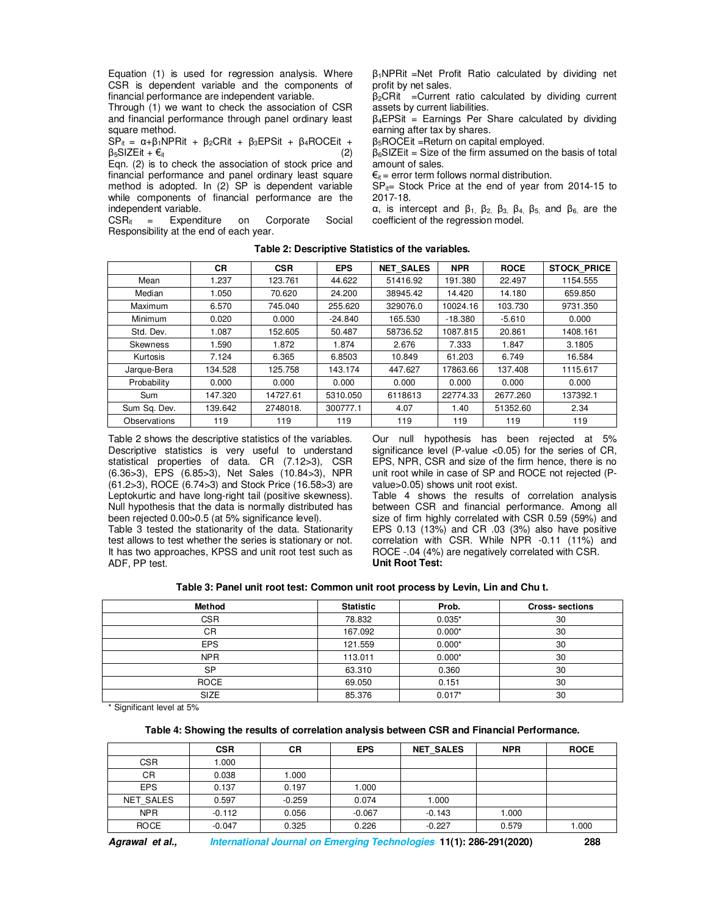Equation (1) is used for regression analysis. Where CSR is dependent variable and the components of financial performance are independent variable.

Through (1) we want to check the association of CSR and financial performance through panel ordinary least square method.

$$SP_{it} = \alpha + \beta_1 NPR_{it} + \beta_2 CR_{it} + \beta_3 EPS_{it} + \beta_4 ROCE_{it} + \beta_5 SIZE_{it} + €_{it} \quad (2)$$

Eqn. (2) is to check the association of stock price and financial performance and panel ordinary least square method is adopted. In (2) SP is dependent variable while components of financial performance are the independent variable.

$CSR_{it}$ = Expenditure on Corporate Social Responsibility at the end of each year.

$\beta_1 NPR_{it}$ =Net Profit Ratio calculated by dividing net profit by net sales.

$\beta_2 CR_{it}$ =Current ratio calculated by dividing current assets by current liabilities.

$\beta_4 EPS_{it}$ = Earnings Per Share calculated by dividing earning after tax by shares.

$\beta_5 ROCE_{it}$ =Return on capital employed.

$\beta_6 SIZE_{it}$ = Size of the firm assumed on the basis of total amount of sales.

$€_{it}$ = error term follows normal distribution.

$SP_{it}$= Stock Price at the end of year from 2014-15 to 2017-18.

$\alpha$, is intercept and $\beta_1$, $\beta_2$, $\beta_3$, $\beta_4$, $\beta_5$, and $\beta_6$, are the coefficient of the regression model.

**Table 2: Descriptive Statistics of the variables.**

| | CR | CSR | EPS | NET_SALES | NPR | ROCE | STOCK_PRICE |
|---|---|---|---|---|---|---|---|
| Mean | 1.237 | 123.761 | 44.622 | 51416.92 | 191.380 | 22.497 | 1154.555 |
| Median | 1.050 | 70.620 | 24.200 | 38945.42 | 14.420 | 14.180 | 659.850 |
| Maximum | 6.570 | 745.040 | 255.620 | 329076.0 | 10024.16 | 103.730 | 9731.350 |
| Minimum | 0.020 | 0.000 | -24.840 | 165.530 | -18.380 | -5.610 | 0.000 |
| Std. Dev. | 1.087 | 152.605 | 50.487 | 58736.52 | 1087.815 | 20.861 | 1408.161 |
| Skewness | 1.590 | 1.872 | 1.874 | 2.676 | 7.333 | 1.847 | 3.1805 |
| Kurtosis | 7.124 | 6.365 | 6.8503 | 10.849 | 61.203 | 6.749 | 16.584 |
| Jarque-Bera | 134.528 | 125.758 | 143.174 | 447.627 | 17863.66 | 137.408 | 1115.617 |
| Probability | 0.000 | 0.000 | 0.000 | 0.000 | 0.000 | 0.000 | 0.000 |
| Sum | 147.320 | 14727.61 | 5310.050 | 6118613 | 22774.33 | 2677.260 | 137392.1 |
| Sum Sq. Dev. | 139.642 | 2748018. | 300777.1 | 4.07 | 1.40 | 51352.60 | 2.34 |
| Observations | 119 | 119 | 119 | 119 | 119 | 119 | 119 |

Table 2 shows the descriptive statistics of the variables. Descriptive statistics is very useful to understand statistical properties of data. CR (7.12>3), CSR (6.36>3), EPS (6.85>3), Net Sales (10.84>3), NPR (61.2>3), ROCE (6.74>3) and Stock Price (16.58>3) are Leptokurtic and have long-right tail (positive skewness). Null hypothesis that the data is normally distributed has been rejected 0.00>0.5 (at 5% significance level).

Table 3 tested the stationarity of the data. Stationarity test allows to test whether the series is stationary or not. It has two approaches, KPSS and unit root test such as ADF, PP test.

Our null hypothesis has been rejected at 5% significance level (P-value <0.05) for the series of CR, EPS, NPR, CSR and size of the firm hence, there is no unit root while in case of SP and ROCE not rejected (P-value>0.05) shows unit root exist.

Table 4 shows the results of correlation analysis between CSR and financial performance. Among all size of firm highly correlated with CSR 0.59 (59%) and EPS 0.13 (13%) and CR .03 (3%) also have positive correlation with CSR. While NPR -0.11 (11%) and ROCE -.04 (4%) are negatively correlated with CSR.

**Unit Root Test:**

**Table 3: Panel unit root test: Common unit root process by Levin, Lin and Chu t.**

| Method | Statistic | Prob. | Cross- sections |
|---|---|---|---|
| CSR | 78.832 | 0.035* | 30 |
| CR | 167.092 | 0.000* | 30 |
| EPS | 121.559 | 0.000* | 30 |
| NPR | 113.011 | 0.000* | 30 |
| SP | 63.310 | 0.360 | 30 |
| ROCE | 69.050 | 0.151 | 30 |
| SIZE | 85.376 | 0.017* | 30 |

\* Significant level at 5%

**Table 4: Showing the results of correlation analysis between CSR and Financial Performance.**

| | CSR | CR | EPS | NET_SALES | NPR | ROCE |
|---|---|---|---|---|---|---|
| CSR | 1.000 | | | | | |
| CR | 0.038 | 1.000 | | | | |
| EPS | 0.137 | 0.197 | 1.000 | | | |
| NET_SALES | 0.597 | -0.259 | 0.074 | 1.000 | | |
| NPR | -0.112 | 0.056 | -0.067 | -0.143 | 1.000 | |
| ROCE | -0.047 | 0.325 | 0.226 | -0.227 | 0.579 | 1.000 |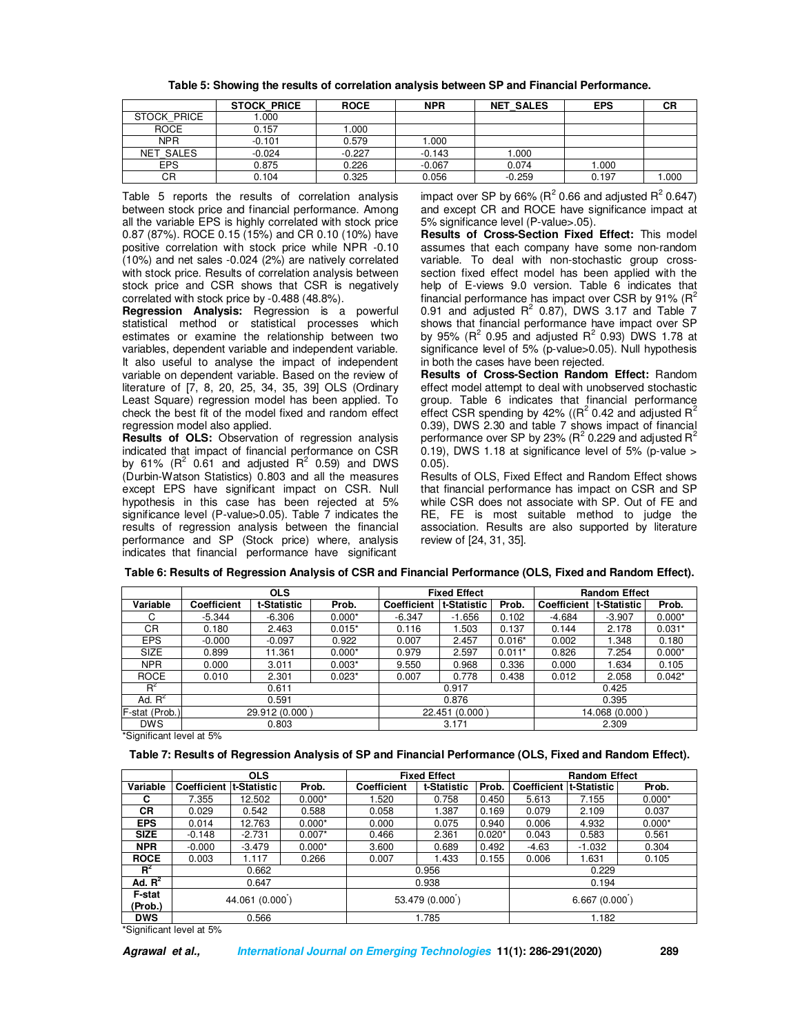**Table 5: Showing the results of correlation analysis between SP and Financial Performance.**

| | STOCK_PRICE | ROCE | NPR | NET_SALES | EPS | CR |
|---|---|---|---|---|---|---|
| STOCK_PRICE | 1.000 | | | | | |
| ROCE | 0.157 | 1.000 | | | | |
| NPR | -0.101 | 0.579 | 1.000 | | | |
| NET_SALES | -0.024 | -0.227 | -0.143 | 1.000 | | |
| EPS | 0.875 | 0.226 | -0.067 | 0.074 | 1.000 | |
| CR | 0.104 | 0.325 | 0.056 | -0.259 | 0.197 | 1.000 |

Table 5 reports the results of correlation analysis between stock price and financial performance. Among all the variable EPS is highly correlated with stock price 0.87 (87%). ROCE 0.15 (15%) and CR 0.10 (10%) have positive correlation with stock price while NPR -0.10 (10%) and net sales -0.024 (2%) are natively correlated with stock price. Results of correlation analysis between stock price and CSR shows that CSR is negatively correlated with stock price by -0.488 (48.8%).

**Regression Analysis:** Regression is a powerful statistical method or statistical processes which estimates or examine the relationship between two variables, dependent variable and independent variable. It also useful to analyse the impact of independent variable on dependent variable. Based on the review of literature of [7, 8, 20, 25, 34, 35, 39] OLS (Ordinary Least Square) regression model has been applied. To check the best fit of the model fixed and random effect regression model also applied.

**Results of OLS:** Observation of regression analysis indicated that impact of financial performance on CSR by 61% ($R^2$ 0.61 and adjusted $R^2$ 0.59) and DWS (Durbin-Watson Statistics) 0.803 and all the measures except EPS have significant impact on CSR. Null hypothesis in this case has been rejected at 5% significance level (P-value>0.05). Table 7 indicates the results of regression analysis between the financial performance and SP (Stock price) where, analysis indicates that financial performance have significant impact over SP by 66% ($R^2$ 0.66 and adjusted $R^2$ 0.647) and except CR and ROCE have significance impact at 5% significance level (P-value>.05).

**Results of Cross-Section Fixed Effect:** This model assumes that each company have some non-random variable. To deal with non-stochastic group cross-section fixed effect model has been applied with the help of E-views 9.0 version. Table 6 indicates that financial performance has impact over CSR by 91% ($R^2$ 0.91 and adjusted $R^2$ 0.87), DWS 3.17 and Table 7 shows that financial performance have impact over SP by 95% ($R^2$ 0.95 and adjusted $R^2$ 0.93) DWS 1.78 at significance level of 5% (p-value>0.05). Null hypothesis in both the cases have been rejected.

**Results of Cross-Section Random Effect:** Random effect model attempt to deal with unobserved stochastic group. Table 6 indicates that financial performance effect CSR spending by 42% (($R^2$ 0.42 and adjusted $R^2$ 0.39), DWS 2.30 and table 7 shows impact of financial performance over SP by 23% ($R^2$ 0.229 and adjusted $R^2$ 0.19), DWS 1.18 at significance level of 5% (p-value > 0.05).

Results of OLS, Fixed Effect and Random Effect shows that financial performance has impact on CSR and SP while CSR does not associate with SP. Out of FE and RE, FE is most suitable method to judge the association. Results are also supported by literature review of [24, 31, 35].

**Table 6: Results of Regression Analysis of CSR and Financial Performance (OLS, Fixed and Random Effect).**

| | OLS | | | Fixed Effect | | | Random Effect | | |
|---|---|---|---|---|---|---|---|---|---|
| Variable | Coefficient | t-Statistic | Prob. | Coefficient | t-Statistic | Prob. | Coefficient | t-Statistic | Prob. |
| C | -5.344 | -6.306 | 0.000* | -6.347 | -1.656 | 0.102 | -4.684 | -3.907 | 0.000* |
| CR | 0.180 | 2.463 | 0.015* | 0.116 | 1.503 | 0.137 | 0.144 | 2.178 | 0.031* |
| EPS | -0.000 | -0.097 | 0.922 | 0.007 | 2.457 | 0.016* | 0.002 | 1.348 | 0.180 |
| SIZE | 0.899 | 11.361 | 0.000* | 0.979 | 2.597 | 0.011* | 0.826 | 7.254 | 0.000* |
| NPR | 0.000 | 3.011 | 0.003* | 9.550 | 0.968 | 0.336 | 0.000 | 1.634 | 0.105 |
| ROCE | 0.010 | 2.301 | 0.023* | 0.007 | 0.778 | 0.438 | 0.012 | 2.058 | 0.042* |
| $R^2$ | 0.611 | | | 0.917 | | | 0.425 | | |
| Ad. $R^2$ | 0.591 | | | 0.876 | | | 0.395 | | |
| F-stat (Prob.) | 29.912 (0.000 ) | | | 22.451 (0.000 ) | | | 14.068 (0.000 ) | | |
| DWS | 0.803 | | | 3.171 | | | 2.309 | | |

*Significant level at 5%

**Table 7: Results of Regression Analysis of SP and Financial Performance (OLS, Fixed and Random Effect).**

| | OLS | | | Fixed Effect | | | Random Effect | | |
|---|---|---|---|---|---|---|---|---|---|
| Variable | Coefficient | t-Statistic | Prob. | Coefficient | t-Statistic | Prob. | Coefficient | t-Statistic | Prob. |
| **C** | 7.355 | 12.502 | 0.000* | 1.520 | 0.758 | 0.450 | 5.613 | 7.155 | 0.000* |
| **CR** | 0.029 | 0.542 | 0.588 | 0.058 | 1.387 | 0.169 | 0.079 | 2.109 | 0.037 |
| **EPS** | 0.014 | 12.763 | 0.000* | 0.000 | 0.075 | 0.940 | 0.006 | 4.932 | 0.000* |
| **SIZE** | -0.148 | -2.731 | 0.007* | 0.466 | 2.361 | 0.020* | 0.043 | 0.583 | 0.561 |
| **NPR** | -0.000 | -3.479 | 0.000* | 3.600 | 0.689 | 0.492 | -4.63 | -1.032 | 0.304 |
| **ROCE** | 0.003 | 1.117 | 0.266 | 0.007 | 1.433 | 0.155 | 0.006 | 1.631 | 0.105 |
| **$R^2$** | 0.662 | | | 0.956 | | | 0.229 | | |
| **Ad. $R^2$** | 0.647 | | | 0.938 | | | 0.194 | | |
| **F-stat (Prob.)** | 44.061 (0.000*) | | | 53.479 (0.000*) | | | 6.667 (0.000*) | | |
| **DWS** | 0.566 | | | 1.785 | | | 1.182 | | |

*Significant level at 5%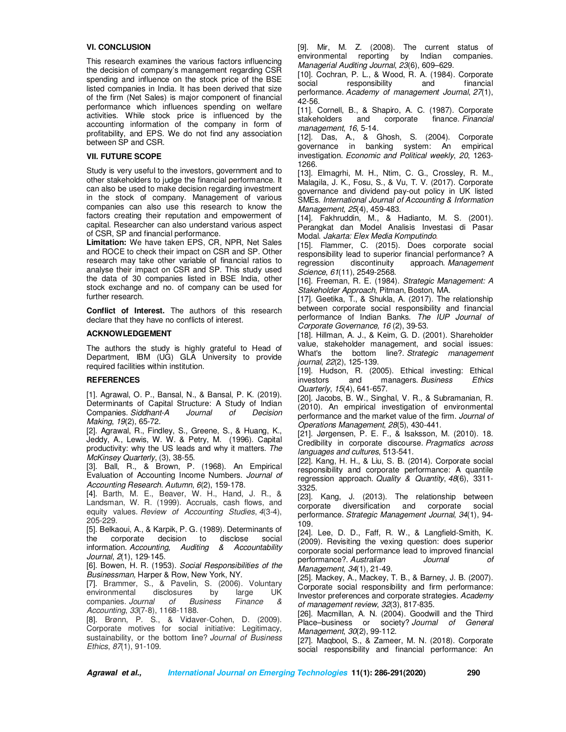## VI. CONCLUSION

This research examines the various factors influencing the decision of company's management regarding CSR spending and influence on the stock price of the BSE listed companies in India. It has been derived that size of the firm (Net Sales) is major component of financial performance which influences spending on welfare activities. While stock price is influenced by the accounting information of the company in form of profitability, and EPS. We do not find any association between SP and CSR.

## VII. FUTURE SCOPE

Study is very useful to the investors, government and to other stakeholders to judge the financial performance. It can also be used to make decision regarding investment in the stock of company. Management of various companies can also use this research to know the factors creating their reputation and empowerment of capital. Researcher can also understand various aspect of CSR, SP and financial performance.

**Limitation:** We have taken EPS, CR, NPR, Net Sales and ROCE to check their impact on CSR and SP. Other research may take other variable of financial ratios to analyse their impact on CSR and SP. This study used the data of 30 companies listed in BSE India, other stock exchange and no. of company can be used for further research.

**Conflict of Interest.** The authors of this research declare that they have no conflicts of interest.

## ACKNOWLEDGEMENT

The authors the study is highly grateful to Head of Department, IBM (UG) GLA University to provide required facilities within institution.

## REFERENCES

[1]. Agrawal, O. P., Bansal, N., & Bansal, P. K. (2019). Determinants of Capital Structure: A Study of Indian Companies. *Siddhant-A Journal of Decision Making*, *19*(2), 65-72.

[2]. Agrawal, R., Findley, S., Greene, S., & Huang, K., Jeddy, A., Lewis, W. W. & Petry, M. (1996). Capital productivity: why the US leads and why it matters. *The McKinsey Quarterly*, (3), 38-55.

[3]. Ball, R., & Brown, P. (1968). An Empirical Evaluation of Accounting Income Numbers. *Journal of Accounting Research. Autumn*, *6*(2), 159-178.

[4]. Barth, M. E., Beaver, W. H., Hand, J. R., & Landsman, W. R. (1999). Accruals, cash flows, and equity values. *Review of Accounting Studies*, *4*(3-4), 205-229.

[5]. Belkaoui, A., & Karpik, P. G. (1989). Determinants of the corporate decision to disclose social information. *Accounting, Auditing & Accountability Journal*, *2*(1), 129-145.

[6]. Bowen, H. R. (1953). *Social Responsibilities of the Businessman,* Harper & Row, New York, NY.

[7]. Brammer, S., & Pavelin, S. (2006). Voluntary environmental disclosures by large UK companies. *Journal of Business Finance & Accounting*, *33*(7-8), 1168-1188.

[8]. Brønn, P. S., & Vidaver-Cohen, D. (2009). Corporate motives for social initiative: Legitimacy, sustainability, or the bottom line? *Journal of Business Ethics*, *87*(1), 91-109.

[9]. Mir, M. Z. (2008). The current status of environmental reporting by Indian companies. *Managerial Auditing Journal*, *23*(6), 609–629.

[10]. Cochran, P. L., & Wood, R. A. (1984). Corporate social responsibility and financial performance. *Academy of management Journal*, *27*(1), 42-56.

[11]. Cornell, B., & Shapiro, A. C. (1987). Corporate stakeholders and corporate finance. *Financial management*, *16*, 5-14.

[12]. Das, A., & Ghosh, S. (2004). Corporate governance in banking system: An empirical investigation. *Economic and Political weekly*, *20*, 1263-1266.

[13]. Elmagrhi, M. H., Ntim, C. G., Crossley, R. M., Malagila, J. K., Fosu, S., & Vu, T. V. (2017). Corporate governance and dividend pay-out policy in UK listed SMEs. *International Journal of Accounting & Information Management*, *25*(4), 459-483.

[14]. Fakhruddin, M., & Hadianto, M. S. (2001). Perangkat dan Model Analisis Investasi di Pasar Modal. *Jakarta: Elex Media Komputindo*.

[15]. Flammer, C. (2015). Does corporate social responsibility lead to superior financial performance? A regression discontinuity approach. *Management Science*, *61*(11), 2549-2568.

[16]. Freeman, R. E. (1984). *Strategic Management: A Stakeholder Approach*, Pitman, Boston, MA.

[17]. Geetika, T., & Shukla, A. (2017). The relationship between corporate social responsibility and financial performance of Indian Banks. *The IUP Journal of Corporate Governance, 16* (2), 39-53.

[18]. Hillman, A. J., & Keim, G. D. (2001). Shareholder value, stakeholder management, and social issues: What's the bottom line?. *Strategic management journal*, *22*(2), 125-139.

[19]. Hudson, R. (2005). Ethical investing: Ethical investors and managers. *Business Ethics Quarterly*, *15*(4), 641-657.

[20]. Jacobs, B. W., Singhal, V. R., & Subramanian, R. (2010). An empirical investigation of environmental performance and the market value of the firm. *Journal of Operations Management*, *28*(5), 430-441.

[21]. Jørgensen, P. E. F., & Isaksson, M. (2010). 18. Credibility in corporate discourse. *Pragmatics across languages and cultures*, 513-541.

[22]. Kang, H. H., & Liu, S. B. (2014). Corporate social responsibility and corporate performance: A quantile regression approach. *Quality & Quantity*, *48*(6), 3311-3325.

[23]. Kang, J. (2013). The relationship between corporate diversification and corporate social performance. *Strategic Management Journal*, *34*(1), 94-109.

[24]. Lee, D. D., Faff, R. W., & Langfield-Smith, K. (2009). Revisiting the vexing question: does superior corporate social performance lead to improved financial performance?. *Australian Journal of Management*, *34*(1), 21-49.

[25]. Mackey, A., Mackey, T. B., & Barney, J. B. (2007). Corporate social responsibility and firm performance: Investor preferences and corporate strategies. *Academy of management review*, *32*(3), 817-835.

[26]. Macmillan, A. N. (2004). Goodwill and the Third Place–business or society? *Journal of General Management*, *30*(2), 99-112.

[27]. Maqbool, S., & Zameer, M. N. (2018). Corporate social responsibility and financial performance: An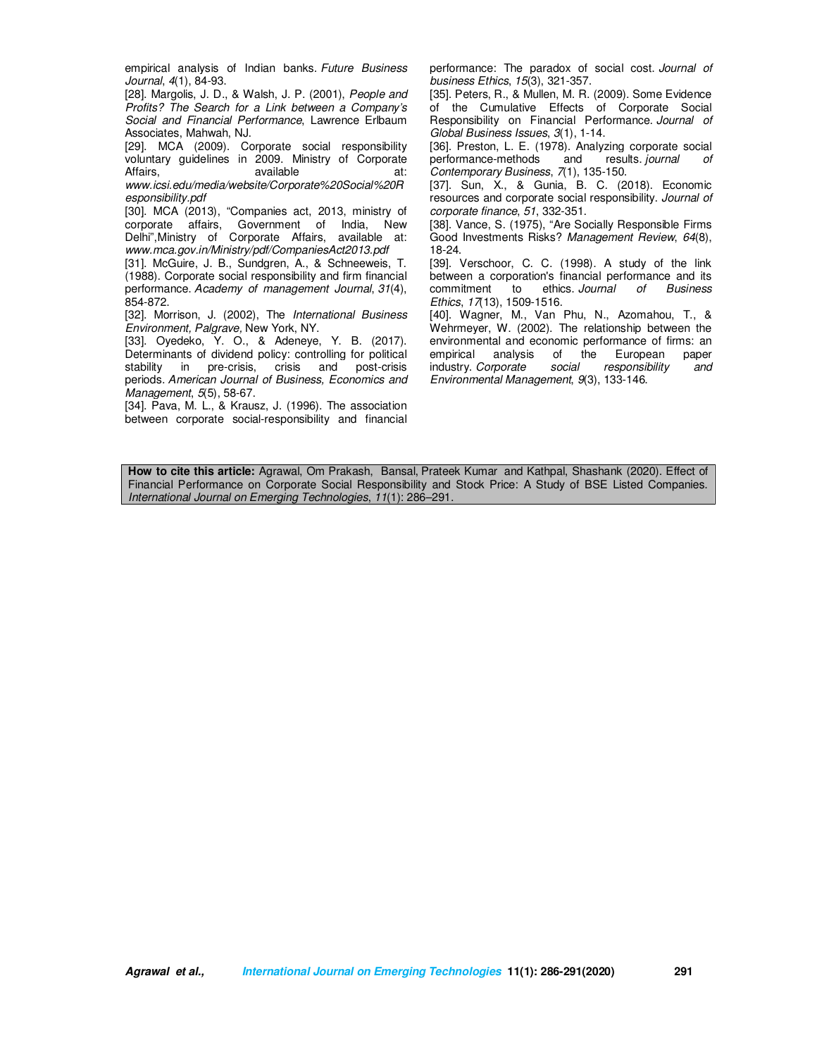empirical analysis of Indian banks. *Future Business Journal*, *4*(1), 84-93.

[28]. Margolis, J. D., & Walsh, J. P. (2001), *People and Profits? The Search for a Link between a Company's Social and Financial Performance*, Lawrence Erlbaum Associates, Mahwah, NJ.

[29]. MCA (2009). Corporate social responsibility voluntary guidelines in 2009. Ministry of Corporate Affairs, available at: *www.icsi.edu/media/website/Corporate%20Social%20Responsibility.pdf*

[30]. MCA (2013), "Companies act, 2013, ministry of corporate affairs, Government of India, New Delhi",Ministry of Corporate Affairs, available at: *www.mca.gov.in/Ministry/pdf/CompaniesAct2013.pdf*

[31]. McGuire, J. B., Sundgren, A., & Schneeweis, T. (1988). Corporate social responsibility and firm financial performance. *Academy of management Journal*, *31*(4), 854-872.

[32]. Morrison, J. (2002), The *International Business Environment, Palgrave,* New York, NY.

[33]. Oyedeko, Y. O., & Adeneye, Y. B. (2017). Determinants of dividend policy: controlling for political stability in pre-crisis, crisis and post-crisis periods. *American Journal of Business, Economics and Management*, *5*(5), 58-67.

[34]. Pava, M. L., & Krausz, J. (1996). The association between corporate social-responsibility and financial performance: The paradox of social cost. *Journal of business Ethics*, *15*(3), 321-357.

[35]. Peters, R., & Mullen, M. R. (2009). Some Evidence of the Cumulative Effects of Corporate Social Responsibility on Financial Performance. *Journal of Global Business Issues*, *3*(1), 1-14.

[36]. Preston, L. E. (1978). Analyzing corporate social performance-methods and results. *journal of Contemporary Business*, *7*(1), 135-150.

[37]. Sun, X., & Gunia, B. C. (2018). Economic resources and corporate social responsibility. *Journal of corporate finance*, *51*, 332-351.

[38]. Vance, S. (1975), "Are Socially Responsible Firms Good Investments Risks? *Management Review*, *64*(8), 18-24.

[39]. Verschoor, C. C. (1998). A study of the link between a corporation's financial performance and its commitment to ethics. *Journal of Business Ethics*, *17*(13), 1509-1516.

[40]. Wagner, M., Van Phu, N., Azomahou, T., & Wehrmeyer, W. (2002). The relationship between the environmental and economic performance of firms: an empirical analysis of the European paper industry. *Corporate social responsibility and Environmental Management*, *9*(3), 133-146.

**How to cite this article:** Agrawal, Om Prakash, Bansal, Prateek Kumar and Kathpal, Shashank (2020). Effect of Financial Performance on Corporate Social Responsibility and Stock Price: A Study of BSE Listed Companies. *International Journal on Emerging Technologies*, *11*(1): 286–291.